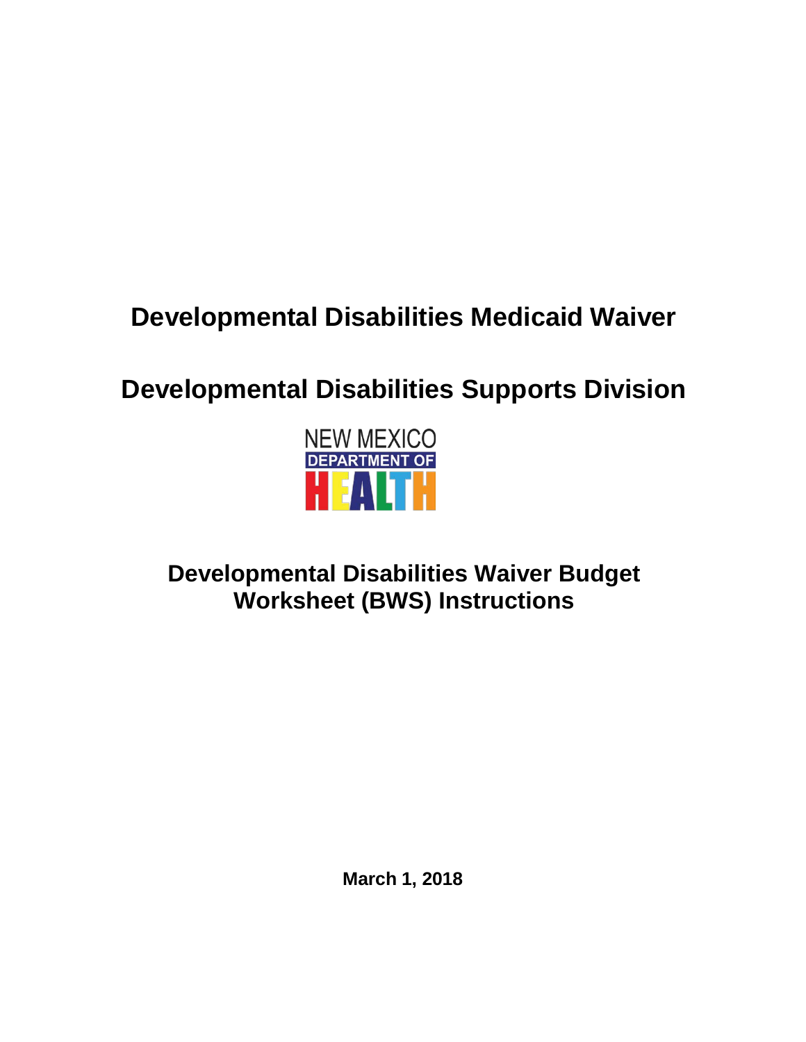# Developmental Disabilities Medicaid Waiver

# Developmental Disabilities Supports Division

NEW MEXICO
DEPARTMENT OF
HEALTH

## Developmental Disabilities Waiver Budget Worksheet (BWS) Instructions

**March 1, 2018**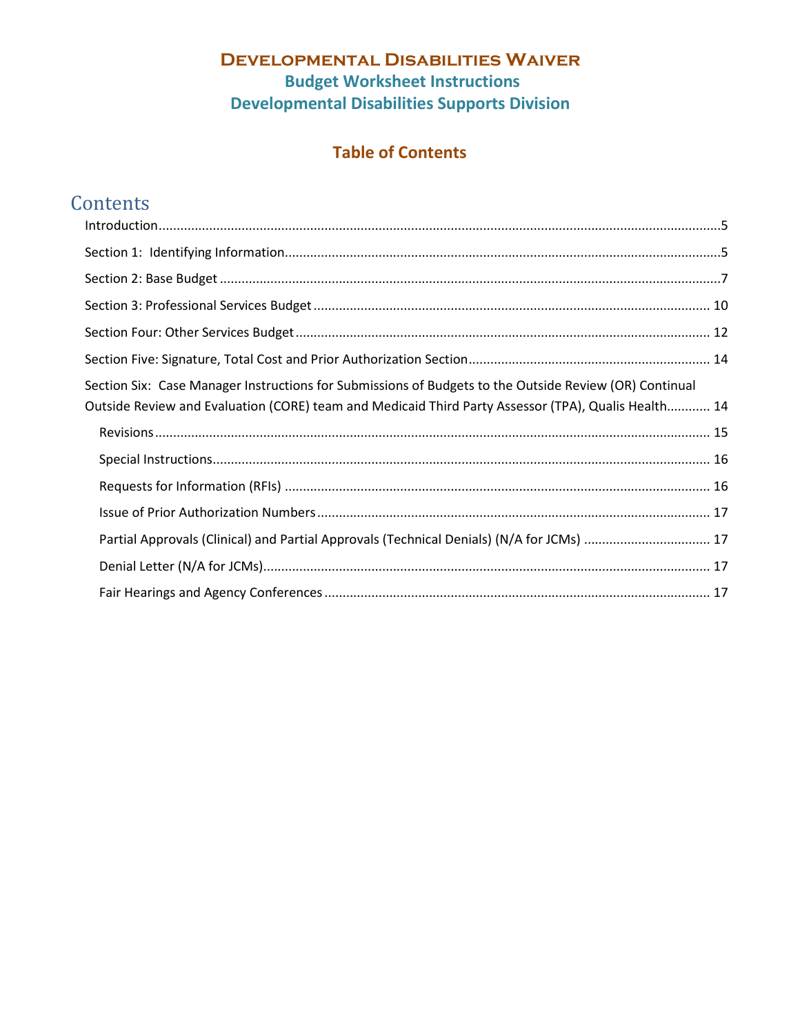# Developmental Disabilities Waiver

## Budget Worksheet Instructions

## Developmental Disabilities Supports Division

### Table of Contents

## Contents

Introduction....................................................................................................................5

Section 1: Identifying Information...................................................................................5

Section 2: Base Budget ....................................................................................................7

Section 3: Professional Services Budget .........................................................................10

Section Four: Other Services Budget ..............................................................................12

Section Five: Signature, Total Cost and Prior Authorization Section...............................14

Section Six: Case Manager Instructions for Submissions of Budgets to the Outside Review (OR) Continual Outside Review and Evaluation (CORE) team and Medicaid Third Party Assessor (TPA), Qualis Health............14

- Revisions ..................................................................................................................15
- Special Instructions..................................................................................................16
- Requests for Information (RFIs) ..............................................................................16
- Issue of Prior Authorization Numbers .....................................................................17
- Partial Approvals (Clinical) and Partial Approvals (Technical Denials) (N/A for JCMs) ..................17
- Denial Letter (N/A for JCMs)....................................................................................17
- Fair Hearings and Agency Conferences ...................................................................17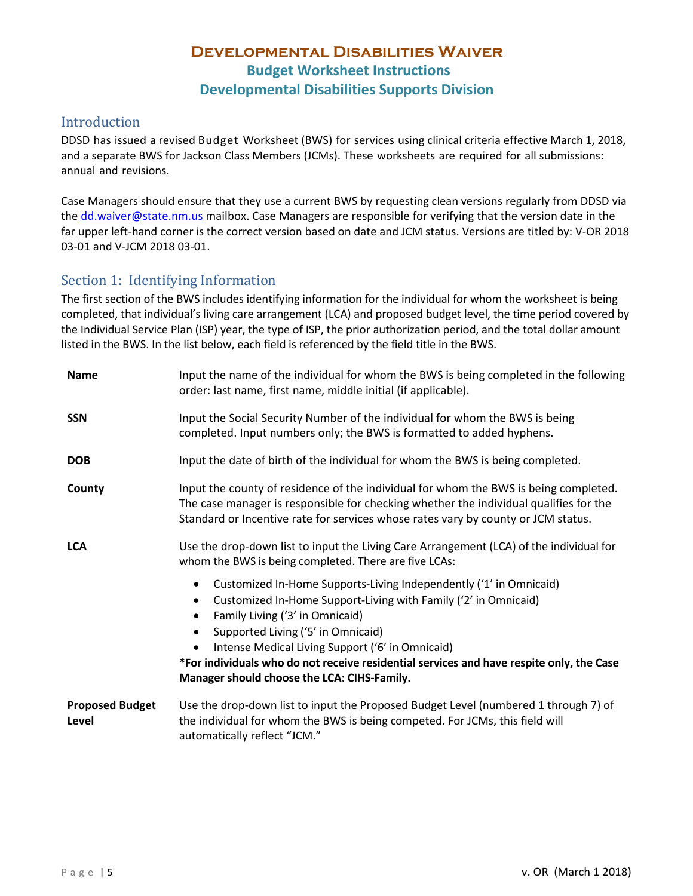# Developmental Disabilities Waiver

## Budget Worksheet Instructions

## Developmental Disabilities Supports Division

## Introduction

DDSD has issued a revised Budget Worksheet (BWS) for services using clinical criteria effective March 1, 2018, and a separate BWS for Jackson Class Members (JCMs). These worksheets are required for all submissions: annual and revisions.

Case Managers should ensure that they use a current BWS by requesting clean versions regularly from DDSD via the dd.waiver@state.nm.us mailbox. Case Managers are responsible for verifying that the version date in the far upper left-hand corner is the correct version based on date and JCM status. Versions are titled by: V-OR 2018 03-01 and V-JCM 2018 03-01.

## Section 1: Identifying Information

The first section of the BWS includes identifying information for the individual for whom the worksheet is being completed, that individual's living care arrangement (LCA) and proposed budget level, the time period covered by the Individual Service Plan (ISP) year, the type of ISP, the prior authorization period, and the total dollar amount listed in the BWS. In the list below, each field is referenced by the field title in the BWS.

**Name** — Input the name of the individual for whom the BWS is being completed in the following order: last name, first name, middle initial (if applicable).

**SSN** — Input the Social Security Number of the individual for whom the BWS is being completed. Input numbers only; the BWS is formatted to added hyphens.

**DOB** — Input the date of birth of the individual for whom the BWS is being completed.

**County** — Input the county of residence of the individual for whom the BWS is being completed. The case manager is responsible for checking whether the individual qualifies for the Standard or Incentive rate for services whose rates vary by county or JCM status.

**LCA** — Use the drop-down list to input the Living Care Arrangement (LCA) of the individual for whom the BWS is being completed. There are five LCAs:

- Customized In-Home Supports-Living Independently ('1' in Omnicaid)
- Customized In-Home Support-Living with Family ('2' in Omnicaid)
- Family Living ('3' in Omnicaid)
- Supported Living ('5' in Omnicaid)
- Intense Medical Living Support ('6' in Omnicaid)

**\*For individuals who do not receive residential services and have respite only, the Case Manager should choose the LCA: CIHS-Family.**

**Proposed Budget Level** — Use the drop-down list to input the Proposed Budget Level (numbered 1 through 7) of the individual for whom the BWS is being competed. For JCMs, this field will automatically reflect "JCM."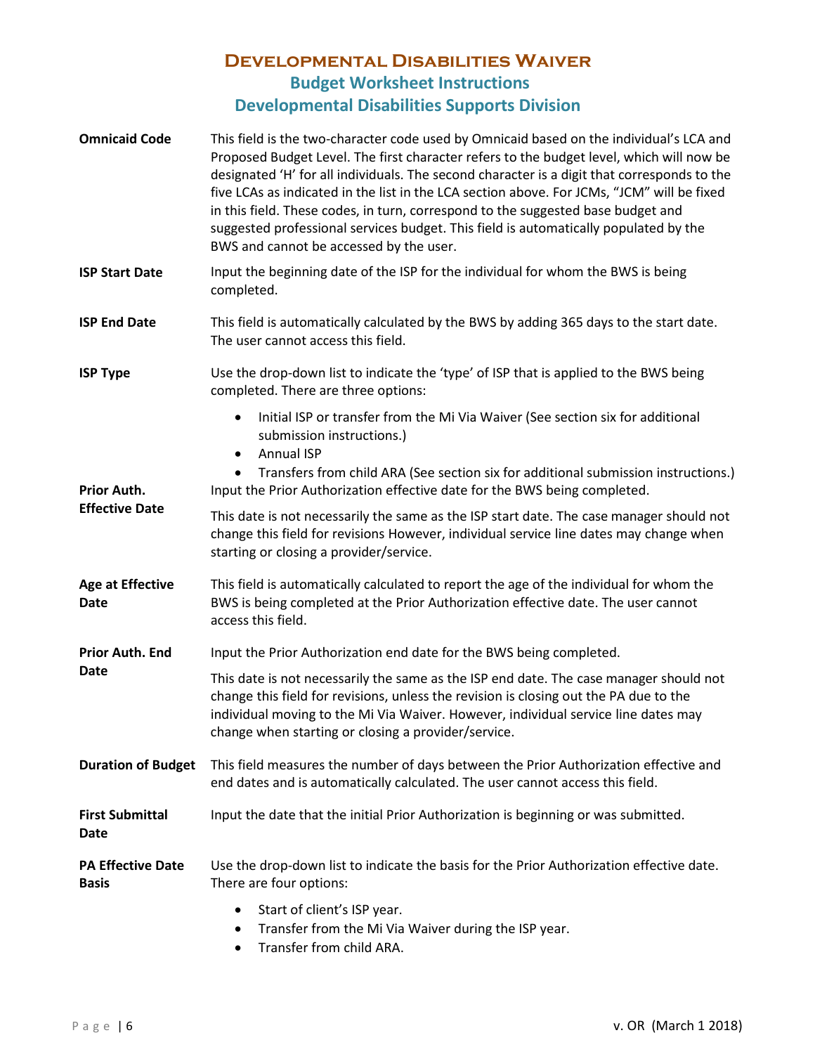**Omnicaid Code** This field is the two-character code used by Omnicaid based on the individual's LCA and Proposed Budget Level. The first character refers to the budget level, which will now be designated 'H' for all individuals. The second character is a digit that corresponds to the five LCAs as indicated in the list in the LCA section above. For JCMs, "JCM" will be fixed in this field. These codes, in turn, correspond to the suggested base budget and suggested professional services budget. This field is automatically populated by the BWS and cannot be accessed by the user.

**ISP Start Date** Input the beginning date of the ISP for the individual for whom the BWS is being completed.

**ISP End Date** This field is automatically calculated by the BWS by adding 365 days to the start date. The user cannot access this field.

**ISP Type** Use the drop-down list to indicate the 'type' of ISP that is applied to the BWS being completed. There are three options:

- Initial ISP or transfer from the Mi Via Waiver (See section six for additional submission instructions.)
- Annual ISP
- Transfers from child ARA (See section six for additional submission instructions.)

**Prior Auth. Effective Date** Input the Prior Authorization effective date for the BWS being completed.

This date is not necessarily the same as the ISP start date. The case manager should not change this field for revisions However, individual service line dates may change when starting or closing a provider/service.

**Age at Effective Date** This field is automatically calculated to report the age of the individual for whom the BWS is being completed at the Prior Authorization effective date. The user cannot access this field.

**Prior Auth. End Date** Input the Prior Authorization end date for the BWS being completed.

This date is not necessarily the same as the ISP end date. The case manager should not change this field for revisions, unless the revision is closing out the PA due to the individual moving to the Mi Via Waiver. However, individual service line dates may change when starting or closing a provider/service.

**Duration of Budget** This field measures the number of days between the Prior Authorization effective and end dates and is automatically calculated. The user cannot access this field.

**First Submittal Date** Input the date that the initial Prior Authorization is beginning or was submitted.

**PA Effective Date Basis** Use the drop-down list to indicate the basis for the Prior Authorization effective date. There are four options:

- Start of client's ISP year.
- Transfer from the Mi Via Waiver during the ISP year.
- Transfer from child ARA.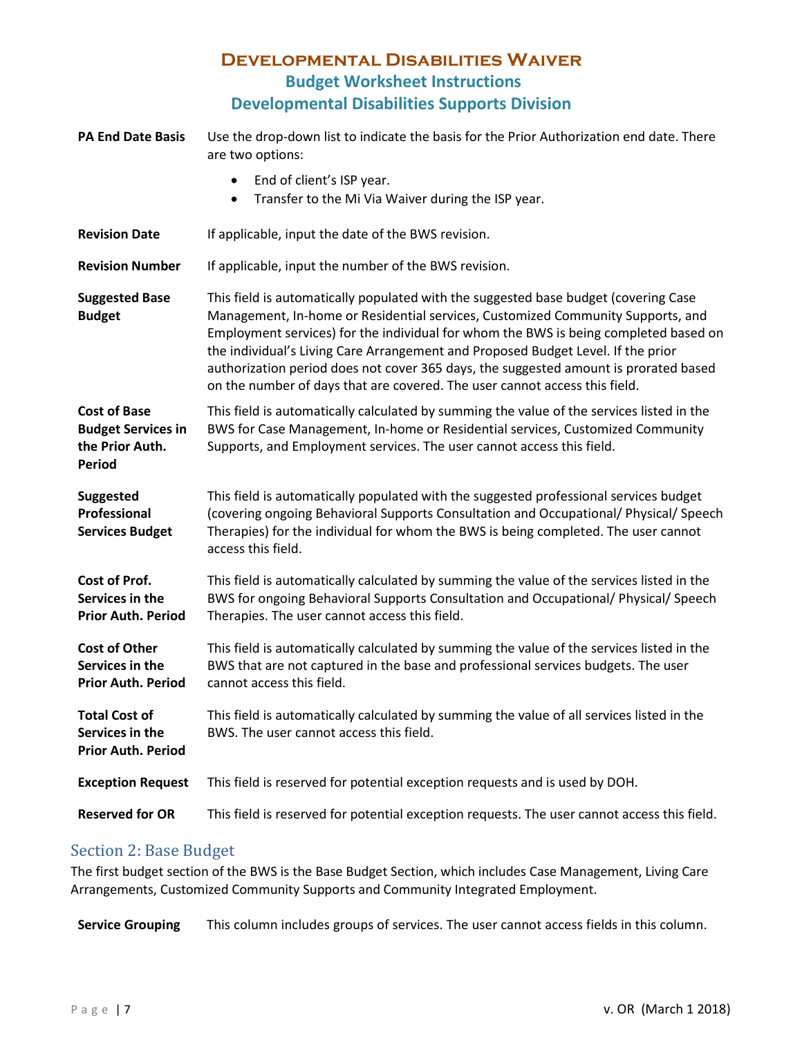| | |
|---|---|
| **PA End Date Basis** | Use the drop-down list to indicate the basis for the Prior Authorization end date. There are two options:<br>• End of client's ISP year.<br>• Transfer to the Mi Via Waiver during the ISP year. |
| **Revision Date** | If applicable, input the date of the BWS revision. |
| **Revision Number** | If applicable, input the number of the BWS revision. |
| **Suggested Base Budget** | This field is automatically populated with the suggested base budget (covering Case Management, In-home or Residential services, Customized Community Supports, and Employment services) for the individual for whom the BWS is being completed based on the individual's Living Care Arrangement and Proposed Budget Level. If the prior authorization period does not cover 365 days, the suggested amount is prorated based on the number of days that are covered. The user cannot access this field. |
| **Cost of Base Budget Services in the Prior Auth. Period** | This field is automatically calculated by summing the value of the services listed in the BWS for Case Management, In-home or Residential services, Customized Community Supports, and Employment services. The user cannot access this field. |
| **Suggested Professional Services Budget** | This field is automatically populated with the suggested professional services budget (covering ongoing Behavioral Supports Consultation and Occupational/ Physical/ Speech Therapies) for the individual for whom the BWS is being completed. The user cannot access this field. |
| **Cost of Prof. Services in the Prior Auth. Period** | This field is automatically calculated by summing the value of the services listed in the BWS for ongoing Behavioral Supports Consultation and Occupational/ Physical/ Speech Therapies. The user cannot access this field. |
| **Cost of Other Services in the Prior Auth. Period** | This field is automatically calculated by summing the value of the services listed in the BWS that are not captured in the base and professional services budgets. The user cannot access this field. |
| **Total Cost of Services in the Prior Auth. Period** | This field is automatically calculated by summing the value of all services listed in the BWS. The user cannot access this field. |
| **Exception Request** | This field is reserved for potential exception requests and is used by DOH. |
| **Reserved for OR** | This field is reserved for potential exception requests. The user cannot access this field. |

## Section 2: Base Budget

The first budget section of the BWS is the Base Budget Section, which includes Case Management, Living Care Arrangements, Customized Community Supports and Community Integrated Employment.

| | |
|---|---|
| **Service Grouping** | This column includes groups of services. The user cannot access fields in this column. |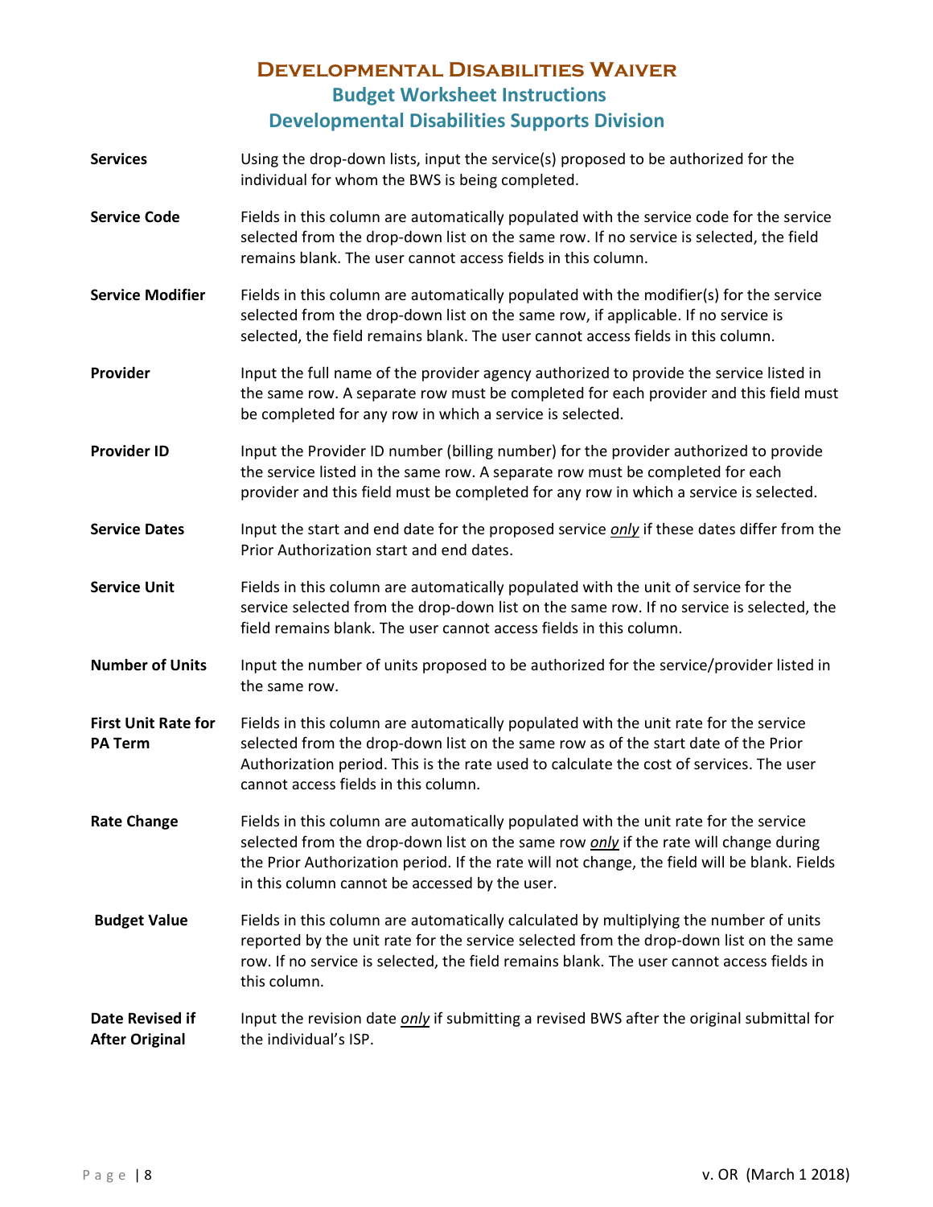# Developmental Disabilities Waiver

## Budget Worksheet Instructions

## Developmental Disabilities Supports Division

**Services** — Using the drop-down lists, input the service(s) proposed to be authorized for the individual for whom the BWS is being completed.

**Service Code** — Fields in this column are automatically populated with the service code for the service selected from the drop-down list on the same row. If no service is selected, the field remains blank. The user cannot access fields in this column.

**Service Modifier** — Fields in this column are automatically populated with the modifier(s) for the service selected from the drop-down list on the same row, if applicable. If no service is selected, the field remains blank. The user cannot access fields in this column.

**Provider** — Input the full name of the provider agency authorized to provide the service listed in the same row. A separate row must be completed for each provider and this field must be completed for any row in which a service is selected.

**Provider ID** — Input the Provider ID number (billing number) for the provider authorized to provide the service listed in the same row. A separate row must be completed for each provider and this field must be completed for any row in which a service is selected.

**Service Dates** — Input the start and end date for the proposed service ***only*** if these dates differ from the Prior Authorization start and end dates.

**Service Unit** — Fields in this column are automatically populated with the unit of service for the service selected from the drop-down list on the same row. If no service is selected, the field remains blank. The user cannot access fields in this column.

**Number of Units** — Input the number of units proposed to be authorized for the service/provider listed in the same row.

**First Unit Rate for PA Term** — Fields in this column are automatically populated with the unit rate for the service selected from the drop-down list on the same row as of the start date of the Prior Authorization period. This is the rate used to calculate the cost of services. The user cannot access fields in this column.

**Rate Change** — Fields in this column are automatically populated with the unit rate for the service selected from the drop-down list on the same row ***only*** if the rate will change during the Prior Authorization period. If the rate will not change, the field will be blank. Fields in this column cannot be accessed by the user.

**Budget Value** — Fields in this column are automatically calculated by multiplying the number of units reported by the unit rate for the service selected from the drop-down list on the same row. If no service is selected, the field remains blank. The user cannot access fields in this column.

**Date Revised if After Original** — Input the revision date ***only*** if submitting a revised BWS after the original submittal for the individual's ISP.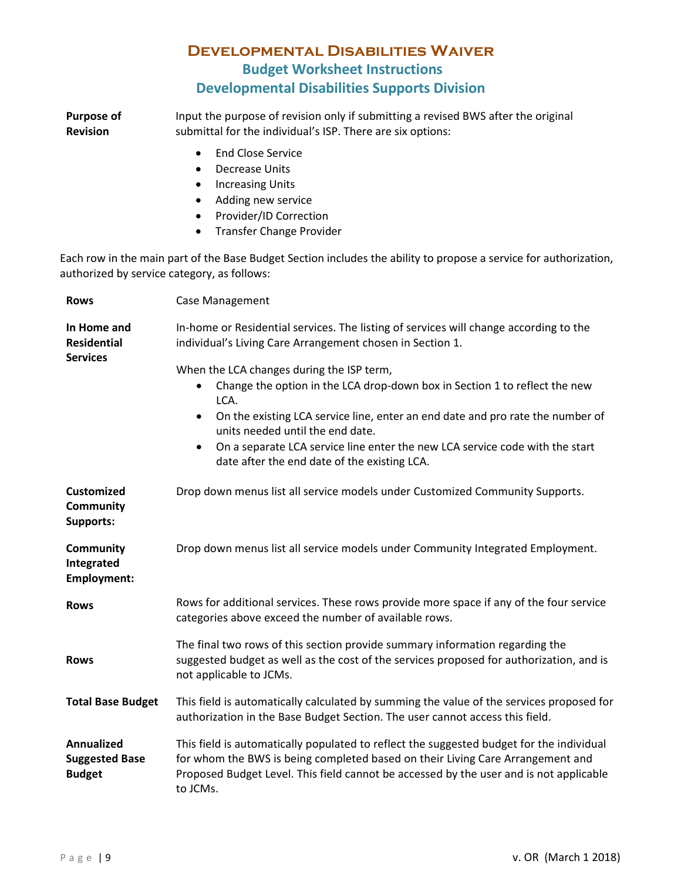# Developmental Disabilities Waiver

## Budget Worksheet Instructions

## Developmental Disabilities Supports Division

**Purpose of Revision**

Input the purpose of revision only if submitting a revised BWS after the original submittal for the individual's ISP. There are six options:

- End Close Service
- Decrease Units
- Increasing Units
- Adding new service
- Provider/ID Correction
- Transfer Change Provider

Each row in the main part of the Base Budget Section includes the ability to propose a service for authorization, authorized by service category, as follows:

**Rows**

Case Management

**In Home and Residential Services**

In-home or Residential services. The listing of services will change according to the individual's Living Care Arrangement chosen in Section 1.

When the LCA changes during the ISP term,

- Change the option in the LCA drop-down box in Section 1 to reflect the new LCA.
- On the existing LCA service line, enter an end date and pro rate the number of units needed until the end date.
- On a separate LCA service line enter the new LCA service code with the start date after the end date of the existing LCA.

**Customized Community Supports:**

Drop down menus list all service models under Customized Community Supports.

**Community Integrated Employment:**

Drop down menus list all service models under Community Integrated Employment.

**Rows**

Rows for additional services. These rows provide more space if any of the four service categories above exceed the number of available rows.

**Rows**

The final two rows of this section provide summary information regarding the suggested budget as well as the cost of the services proposed for authorization, and is not applicable to JCMs.

**Total Base Budget**

This field is automatically calculated by summing the value of the services proposed for authorization in the Base Budget Section. The user cannot access this field.

**Annualized Suggested Base Budget**

This field is automatically populated to reflect the suggested budget for the individual for whom the BWS is being completed based on their Living Care Arrangement and Proposed Budget Level. This field cannot be accessed by the user and is not applicable to JCMs.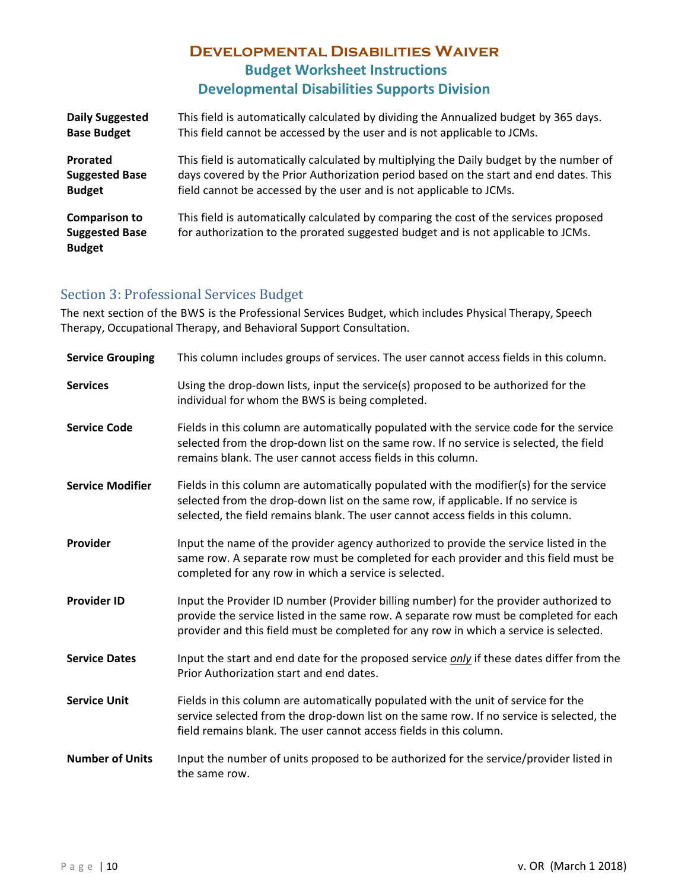| | |
|---|---|
| **Daily Suggested Base Budget** | This field is automatically calculated by dividing the Annualized budget by 365 days. This field cannot be accessed by the user and is not applicable to JCMs. |
| **Prorated Suggested Base Budget** | This field is automatically calculated by multiplying the Daily budget by the number of days covered by the Prior Authorization period based on the start and end dates. This field cannot be accessed by the user and is not applicable to JCMs. |
| **Comparison to Suggested Base Budget** | This field is automatically calculated by comparing the cost of the services proposed for authorization to the prorated suggested budget and is not applicable to JCMs. |

## Section 3: Professional Services Budget

The next section of the BWS is the Professional Services Budget, which includes Physical Therapy, Speech Therapy, Occupational Therapy, and Behavioral Support Consultation.

| | |
|---|---|
| **Service Grouping** | This column includes groups of services. The user cannot access fields in this column. |
| **Services** | Using the drop-down lists, input the service(s) proposed to be authorized for the individual for whom the BWS is being completed. |
| **Service Code** | Fields in this column are automatically populated with the service code for the service selected from the drop-down list on the same row. If no service is selected, the field remains blank. The user cannot access fields in this column. |
| **Service Modifier** | Fields in this column are automatically populated with the modifier(s) for the service selected from the drop-down list on the same row, if applicable. If no service is selected, the field remains blank. The user cannot access fields in this column. |
| **Provider** | Input the name of the provider agency authorized to provide the service listed in the same row. A separate row must be completed for each provider and this field must be completed for any row in which a service is selected. |
| **Provider ID** | Input the Provider ID number (Provider billing number) for the provider authorized to provide the service listed in the same row. A separate row must be completed for each provider and this field must be completed for any row in which a service is selected. |
| **Service Dates** | Input the start and end date for the proposed service ***only*** if these dates differ from the Prior Authorization start and end dates. |
| **Service Unit** | Fields in this column are automatically populated with the unit of service for the service selected from the drop-down list on the same row. If no service is selected, the field remains blank. The user cannot access fields in this column. |
| **Number of Units** | Input the number of units proposed to be authorized for the service/provider listed in the same row. |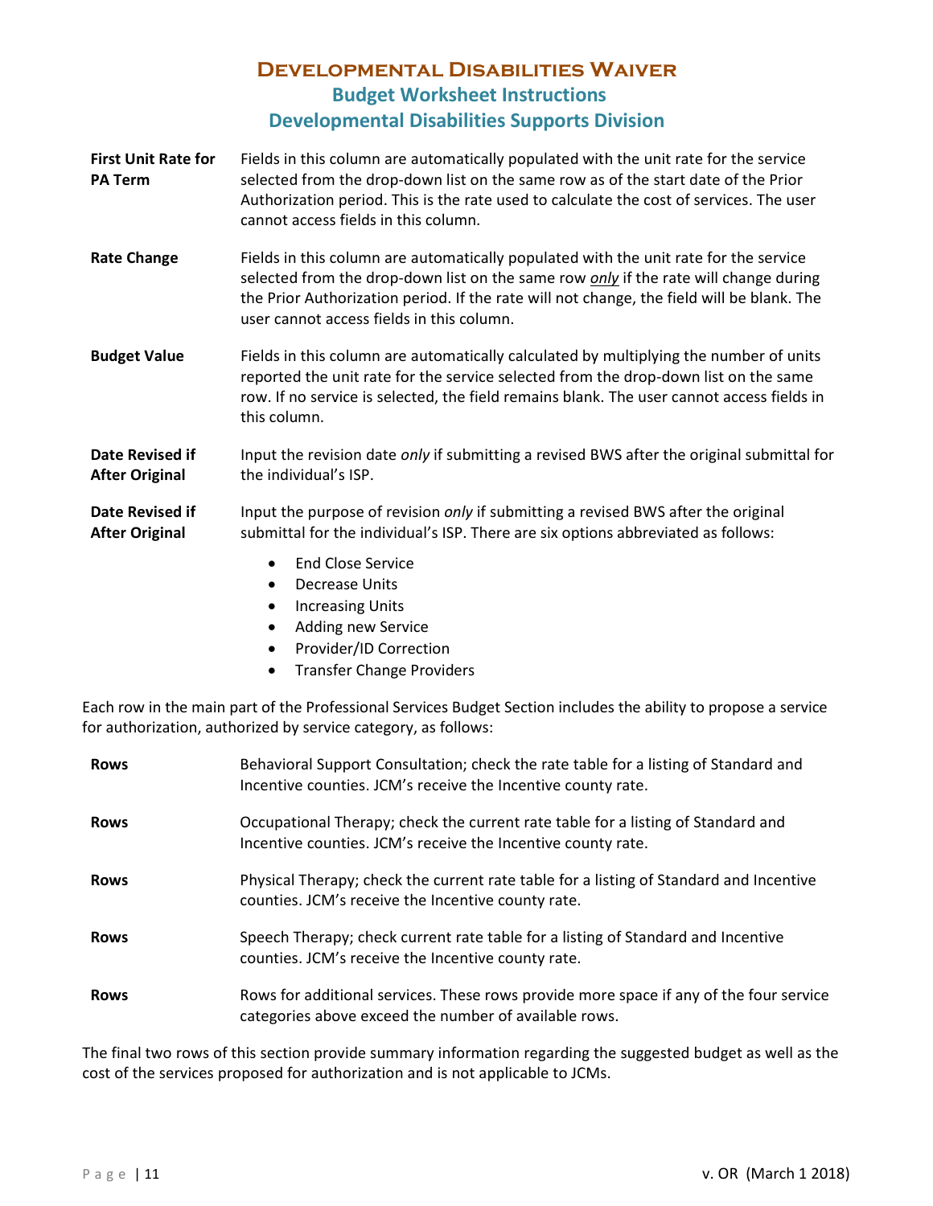# Developmental Disabilities Waiver

## Budget Worksheet Instructions

## Developmental Disabilities Supports Division

| | |
|---|---|
| **First Unit Rate for PA Term** | Fields in this column are automatically populated with the unit rate for the service selected from the drop-down list on the same row as of the start date of the Prior Authorization period. This is the rate used to calculate the cost of services. The user cannot access fields in this column. |
| **Rate Change** | Fields in this column are automatically populated with the unit rate for the service selected from the drop-down list on the same row ***only*** if the rate will change during the Prior Authorization period. If the rate will not change, the field will be blank. The user cannot access fields in this column. |
| **Budget Value** | Fields in this column are automatically calculated by multiplying the number of units reported the unit rate for the service selected from the drop-down list on the same row. If no service is selected, the field remains blank. The user cannot access fields in this column. |
| **Date Revised if After Original** | Input the revision date *only* if submitting a revised BWS after the original submittal for the individual's ISP. |
| **Date Revised if After Original** | Input the purpose of revision *only* if submitting a revised BWS after the original submittal for the individual's ISP. There are six options abbreviated as follows: <br>• End Close Service <br>• Decrease Units <br>• Increasing Units <br>• Adding new Service <br>• Provider/ID Correction <br>• Transfer Change Providers |

Each row in the main part of the Professional Services Budget Section includes the ability to propose a service for authorization, authorized by service category, as follows:

| | |
|---|---|
| **Rows** | Behavioral Support Consultation; check the rate table for a listing of Standard and Incentive counties. JCM's receive the Incentive county rate. |
| **Rows** | Occupational Therapy; check the current rate table for a listing of Standard and Incentive counties. JCM's receive the Incentive county rate. |
| **Rows** | Physical Therapy; check the current rate table for a listing of Standard and Incentive counties. JCM's receive the Incentive county rate. |
| **Rows** | Speech Therapy; check current rate table for a listing of Standard and Incentive counties. JCM's receive the Incentive county rate. |
| **Rows** | Rows for additional services. These rows provide more space if any of the four service categories above exceed the number of available rows. |

The final two rows of this section provide summary information regarding the suggested budget as well as the cost of the services proposed for authorization and is not applicable to JCMs.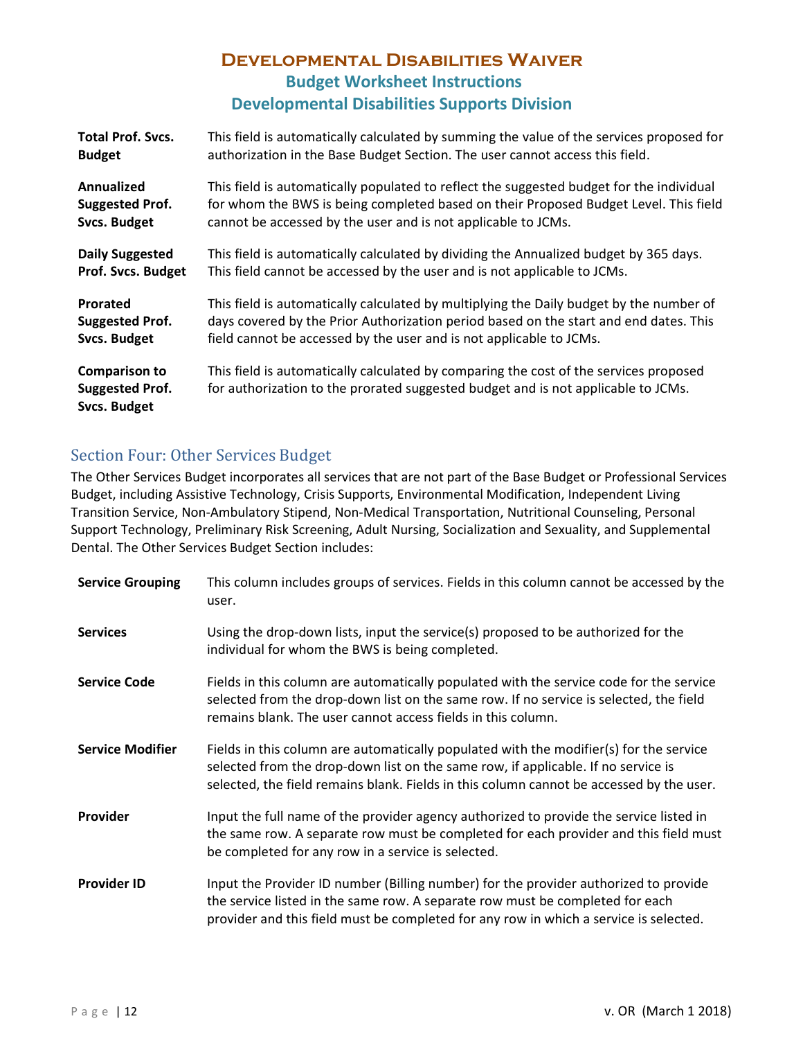**Total Prof. Svcs. Budget** — This field is automatically calculated by summing the value of the services proposed for authorization in the Base Budget Section. The user cannot access this field.

**Annualized Suggested Prof. Svcs. Budget** — This field is automatically populated to reflect the suggested budget for the individual for whom the BWS is being completed based on their Proposed Budget Level. This field cannot be accessed by the user and is not applicable to JCMs.

**Daily Suggested Prof. Svcs. Budget** — This field is automatically calculated by dividing the Annualized budget by 365 days. This field cannot be accessed by the user and is not applicable to JCMs.

**Prorated Suggested Prof. Svcs. Budget** — This field is automatically calculated by multiplying the Daily budget by the number of days covered by the Prior Authorization period based on the start and end dates. This field cannot be accessed by the user and is not applicable to JCMs.

**Comparison to Suggested Prof. Svcs. Budget** — This field is automatically calculated by comparing the cost of the services proposed for authorization to the prorated suggested budget and is not applicable to JCMs.

## Section Four: Other Services Budget

The Other Services Budget incorporates all services that are not part of the Base Budget or Professional Services Budget, including Assistive Technology, Crisis Supports, Environmental Modification, Independent Living Transition Service, Non-Ambulatory Stipend, Non-Medical Transportation, Nutritional Counseling, Personal Support Technology, Preliminary Risk Screening, Adult Nursing, Socialization and Sexuality, and Supplemental Dental. The Other Services Budget Section includes:

**Service Grouping** — This column includes groups of services. Fields in this column cannot be accessed by the user.

**Services** — Using the drop-down lists, input the service(s) proposed to be authorized for the individual for whom the BWS is being completed.

**Service Code** — Fields in this column are automatically populated with the service code for the service selected from the drop-down list on the same row. If no service is selected, the field remains blank. The user cannot access fields in this column.

**Service Modifier** — Fields in this column are automatically populated with the modifier(s) for the service selected from the drop-down list on the same row, if applicable. If no service is selected, the field remains blank. Fields in this column cannot be accessed by the user.

**Provider** — Input the full name of the provider agency authorized to provide the service listed in the same row. A separate row must be completed for each provider and this field must be completed for any row in a service is selected.

**Provider ID** — Input the Provider ID number (Billing number) for the provider authorized to provide the service listed in the same row. A separate row must be completed for each provider and this field must be completed for any row in which a service is selected.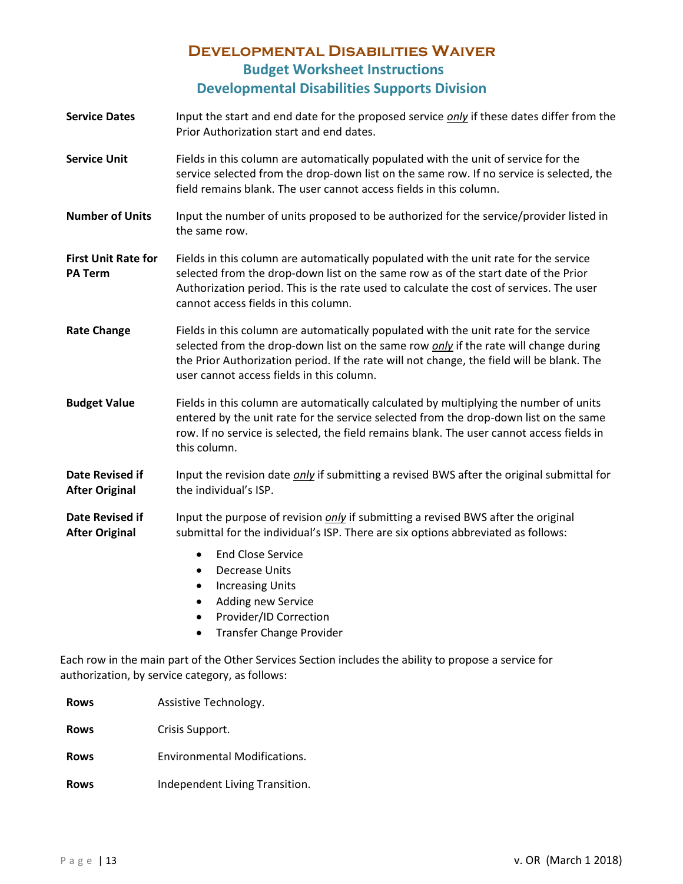# Developmental Disabilities Waiver
## Budget Worksheet Instructions
## Developmental Disabilities Supports Division

| | |
|---|---|
| **Service Dates** | Input the start and end date for the proposed service ***only*** if these dates differ from the Prior Authorization start and end dates. |
| **Service Unit** | Fields in this column are automatically populated with the unit of service for the service selected from the drop-down list on the same row. If no service is selected, the field remains blank. The user cannot access fields in this column. |
| **Number of Units** | Input the number of units proposed to be authorized for the service/provider listed in the same row. |
| **First Unit Rate for PA Term** | Fields in this column are automatically populated with the unit rate for the service selected from the drop-down list on the same row as of the start date of the Prior Authorization period. This is the rate used to calculate the cost of services. The user cannot access fields in this column. |
| **Rate Change** | Fields in this column are automatically populated with the unit rate for the service selected from the drop-down list on the same row ***only*** if the rate will change during the Prior Authorization period. If the rate will not change, the field will be blank. The user cannot access fields in this column. |
| **Budget Value** | Fields in this column are automatically calculated by multiplying the number of units entered by the unit rate for the service selected from the drop-down list on the same row. If no service is selected, the field remains blank. The user cannot access fields in this column. |
| **Date Revised if After Original** | Input the revision date ***only*** if submitting a revised BWS after the original submittal for the individual's ISP. |
| **Date Revised if After Original** | Input the purpose of revision ***only*** if submitting a revised BWS after the original submittal for the individual's ISP. There are six options abbreviated as follows: |

- End Close Service
- Decrease Units
- Increasing Units
- Adding new Service
- Provider/ID Correction
- Transfer Change Provider

Each row in the main part of the Other Services Section includes the ability to propose a service for authorization, by service category, as follows:

| | |
|---|---|
| **Rows** | Assistive Technology. |
| **Rows** | Crisis Support. |
| **Rows** | Environmental Modifications. |
| **Rows** | Independent Living Transition. |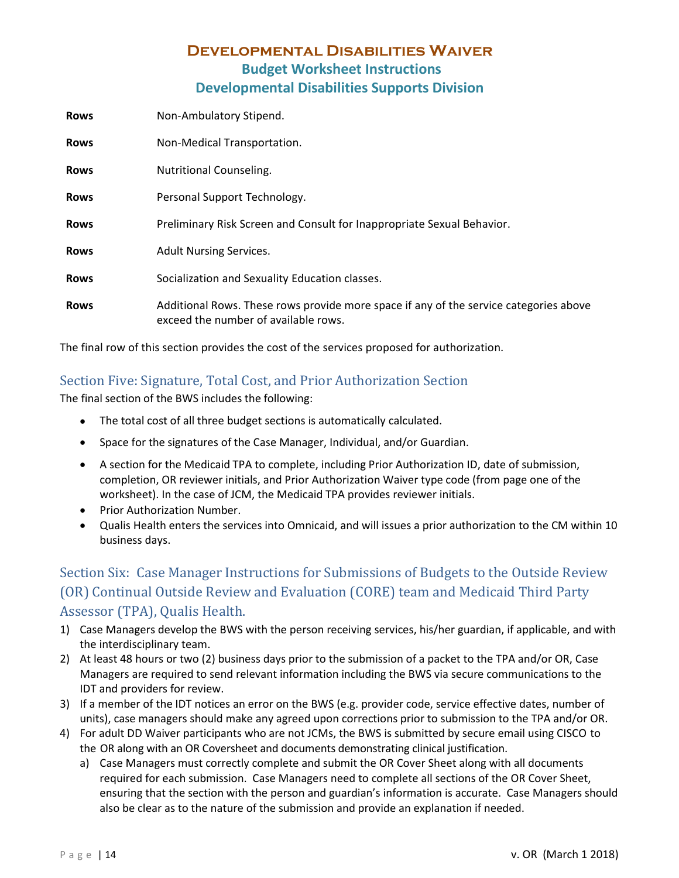| | |
|---|---|
| **Rows** | Non-Ambulatory Stipend. |
| **Rows** | Non-Medical Transportation. |
| **Rows** | Nutritional Counseling. |
| **Rows** | Personal Support Technology. |
| **Rows** | Preliminary Risk Screen and Consult for Inappropriate Sexual Behavior. |
| **Rows** | Adult Nursing Services. |
| **Rows** | Socialization and Sexuality Education classes. |
| **Rows** | Additional Rows. These rows provide more space if any of the service categories above exceed the number of available rows. |

The final row of this section provides the cost of the services proposed for authorization.

## Section Five: Signature, Total Cost, and Prior Authorization Section

The final section of the BWS includes the following:

- The total cost of all three budget sections is automatically calculated.
- Space for the signatures of the Case Manager, Individual, and/or Guardian.
- A section for the Medicaid TPA to complete, including Prior Authorization ID, date of submission, completion, OR reviewer initials, and Prior Authorization Waiver type code (from page one of the worksheet). In the case of JCM, the Medicaid TPA provides reviewer initials.
- Prior Authorization Number.
- Qualis Health enters the services into Omnicaid, and will issues a prior authorization to the CM within 10 business days.

## Section Six: Case Manager Instructions for Submissions of Budgets to the Outside Review (OR) Continual Outside Review and Evaluation (CORE) team and Medicaid Third Party Assessor (TPA), Qualis Health.

1) Case Managers develop the BWS with the person receiving services, his/her guardian, if applicable, and with the interdisciplinary team.
2) At least 48 hours or two (2) business days prior to the submission of a packet to the TPA and/or OR, Case Managers are required to send relevant information including the BWS via secure communications to the IDT and providers for review.
3) If a member of the IDT notices an error on the BWS (e.g. provider code, service effective dates, number of units), case managers should make any agreed upon corrections prior to submission to the TPA and/or OR.
4) For adult DD Waiver participants who are not JCMs, the BWS is submitted by secure email using CISCO to the OR along with an OR Coversheet and documents demonstrating clinical justification.
   a) Case Managers must correctly complete and submit the OR Cover Sheet along with all documents required for each submission. Case Managers need to complete all sections of the OR Cover Sheet, ensuring that the section with the person and guardian's information is accurate. Case Managers should also be clear as to the nature of the submission and provide an explanation if needed.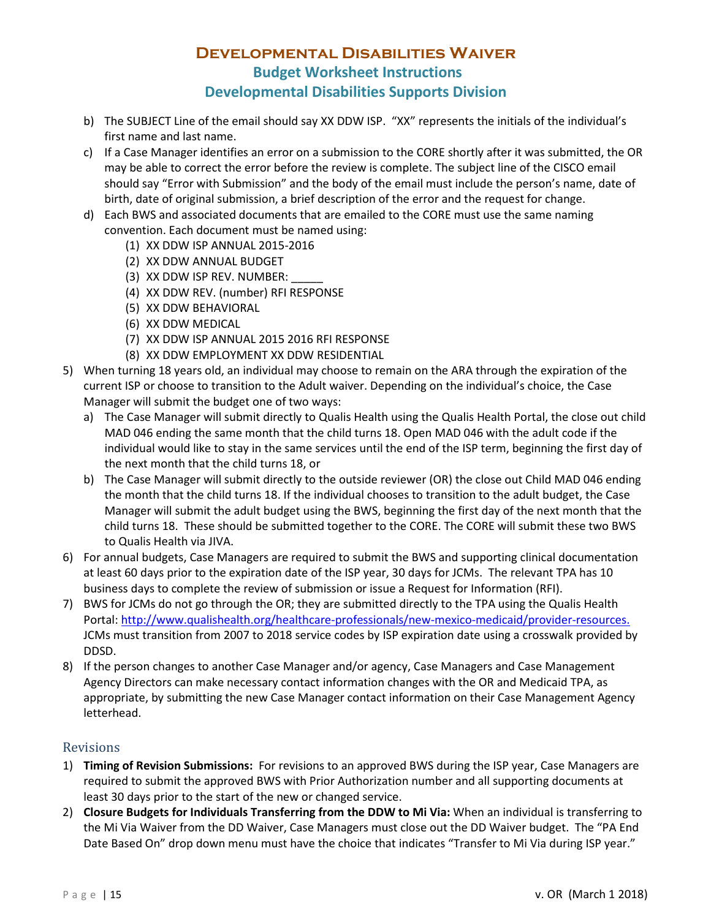b) The SUBJECT Line of the email should say XX DDW ISP. "XX" represents the initials of the individual's first name and last name.

c) If a Case Manager identifies an error on a submission to the CORE shortly after it was submitted, the OR may be able to correct the error before the review is complete. The subject line of the CISCO email should say "Error with Submission" and the body of the email must include the person's name, date of birth, date of original submission, a brief description of the error and the request for change.

d) Each BWS and associated documents that are emailed to the CORE must use the same naming convention. Each document must be named using:
   (1) XX DDW ISP ANNUAL 2015-2016
   (2) XX DDW ANNUAL BUDGET
   (3) XX DDW ISP REV. NUMBER: _____
   (4) XX DDW REV. (number) RFI RESPONSE
   (5) XX DDW BEHAVIORAL
   (6) XX DDW MEDICAL
   (7) XX DDW ISP ANNUAL 2015 2016 RFI RESPONSE
   (8) XX DDW EMPLOYMENT XX DDW RESIDENTIAL

5) When turning 18 years old, an individual may choose to remain on the ARA through the expiration of the current ISP or choose to transition to the Adult waiver. Depending on the individual's choice, the Case Manager will submit the budget one of two ways:
   a) The Case Manager will submit directly to Qualis Health using the Qualis Health Portal, the close out child MAD 046 ending the same month that the child turns 18. Open MAD 046 with the adult code if the individual would like to stay in the same services until the end of the ISP term, beginning the first day of the next month that the child turns 18, or
   b) The Case Manager will submit directly to the outside reviewer (OR) the close out Child MAD 046 ending the month that the child turns 18. If the individual chooses to transition to the adult budget, the Case Manager will submit the adult budget using the BWS, beginning the first day of the next month that the child turns 18. These should be submitted together to the CORE. The CORE will submit these two BWS to Qualis Health via JIVA.

6) For annual budgets, Case Managers are required to submit the BWS and supporting clinical documentation at least 60 days prior to the expiration date of the ISP year, 30 days for JCMs. The relevant TPA has 10 business days to complete the review of submission or issue a Request for Information (RFI).

7) BWS for JCMs do not go through the OR; they are submitted directly to the TPA using the Qualis Health Portal: http://www.qualishealth.org/healthcare-professionals/new-mexico-medicaid/provider-resources. JCMs must transition from 2007 to 2018 service codes by ISP expiration date using a crosswalk provided by DDSD.

8) If the person changes to another Case Manager and/or agency, Case Managers and Case Management Agency Directors can make necessary contact information changes with the OR and Medicaid TPA, as appropriate, by submitting the new Case Manager contact information on their Case Management Agency letterhead.

## Revisions

1) **Timing of Revision Submissions:** For revisions to an approved BWS during the ISP year, Case Managers are required to submit the approved BWS with Prior Authorization number and all supporting documents at least 30 days prior to the start of the new or changed service.

2) **Closure Budgets for Individuals Transferring from the DDW to Mi Via:** When an individual is transferring to the Mi Via Waiver from the DD Waiver, Case Managers must close out the DD Waiver budget. The "PA End Date Based On" drop down menu must have the choice that indicates "Transfer to Mi Via during ISP year."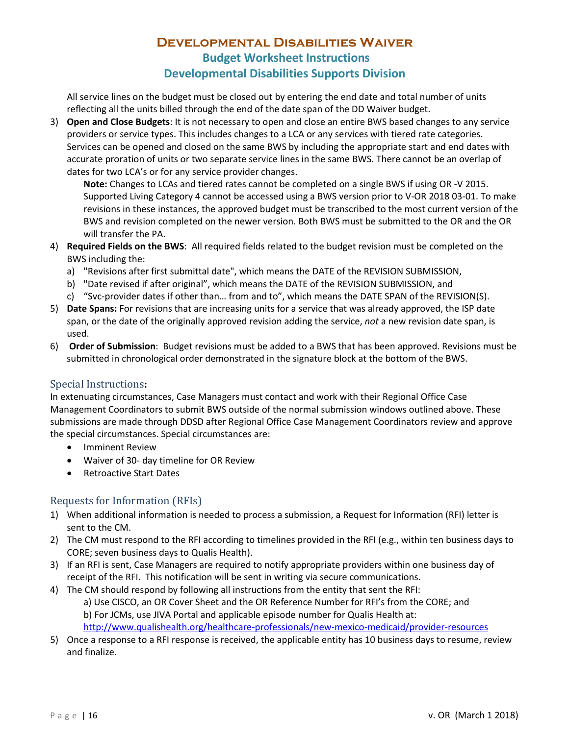All service lines on the budget must be closed out by entering the end date and total number of units reflecting all the units billed through the end of the date span of the DD Waiver budget.

3) **Open and Close Budgets**: It is not necessary to open and close an entire BWS based changes to any service providers or service types. This includes changes to a LCA or any services with tiered rate categories. Services can be opened and closed on the same BWS by including the appropriate start and end dates with accurate proration of units or two separate service lines in the same BWS. There cannot be an overlap of dates for two LCA's or for any service provider changes.

   **Note:** Changes to LCAs and tiered rates cannot be completed on a single BWS if using OR -V 2015. Supported Living Category 4 cannot be accessed using a BWS version prior to V-OR 2018 03-01. To make revisions in these instances, the approved budget must be transcribed to the most current version of the BWS and revision completed on the newer version. Both BWS must be submitted to the OR and the OR will transfer the PA.

4) **Required Fields on the BWS**: All required fields related to the budget revision must be completed on the BWS including the:
   a) "Revisions after first submittal date", which means the DATE of the REVISION SUBMISSION,
   b) "Date revised if after original", which means the DATE of the REVISION SUBMISSION, and
   c) "Svc-provider dates if other than… from and to", which means the DATE SPAN of the REVISION(S).

5) **Date Spans:** For revisions that are increasing units for a service that was already approved, the ISP date span, or the date of the originally approved revision adding the service, *not* a new revision date span, is used.

6) **Order of Submission**: Budget revisions must be added to a BWS that has been approved. Revisions must be submitted in chronological order demonstrated in the signature block at the bottom of the BWS.

## Special Instructions:

In extenuating circumstances, Case Managers must contact and work with their Regional Office Case Management Coordinators to submit BWS outside of the normal submission windows outlined above. These submissions are made through DDSD after Regional Office Case Management Coordinators review and approve the special circumstances. Special circumstances are:

- Imminent Review
- Waiver of 30- day timeline for OR Review
- Retroactive Start Dates

## Requests for Information (RFIs)

1) When additional information is needed to process a submission, a Request for Information (RFI) letter is sent to the CM.
2) The CM must respond to the RFI according to timelines provided in the RFI (e.g., within ten business days to CORE; seven business days to Qualis Health).
3) If an RFI is sent, Case Managers are required to notify appropriate providers within one business day of receipt of the RFI. This notification will be sent in writing via secure communications.
4) The CM should respond by following all instructions from the entity that sent the RFI:
   a) Use CISCO, an OR Cover Sheet and the OR Reference Number for RFI's from the CORE; and
   b) For JCMs, use JIVA Portal and applicable episode number for Qualis Health at: http://www.qualishealth.org/healthcare-professionals/new-mexico-medicaid/provider-resources
5) Once a response to a RFI response is received, the applicable entity has 10 business days to resume, review and finalize.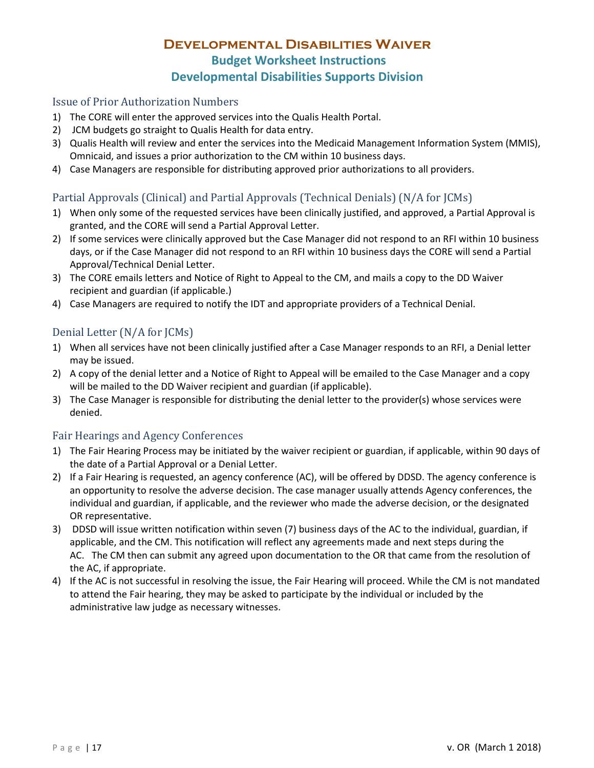# Developmental Disabilities Waiver

## Budget Worksheet Instructions

## Developmental Disabilities Supports Division

### Issue of Prior Authorization Numbers

1) The CORE will enter the approved services into the Qualis Health Portal.
2) JCM budgets go straight to Qualis Health for data entry.
3) Qualis Health will review and enter the services into the Medicaid Management Information System (MMIS), Omnicaid, and issues a prior authorization to the CM within 10 business days.
4) Case Managers are responsible for distributing approved prior authorizations to all providers.

### Partial Approvals (Clinical) and Partial Approvals (Technical Denials) (N/A for JCMs)

1) When only some of the requested services have been clinically justified, and approved, a Partial Approval is granted, and the CORE will send a Partial Approval Letter.
2) If some services were clinically approved but the Case Manager did not respond to an RFI within 10 business days, or if the Case Manager did not respond to an RFI within 10 business days the CORE will send a Partial Approval/Technical Denial Letter.
3) The CORE emails letters and Notice of Right to Appeal to the CM, and mails a copy to the DD Waiver recipient and guardian (if applicable.)
4) Case Managers are required to notify the IDT and appropriate providers of a Technical Denial.

### Denial Letter (N/A for JCMs)

1) When all services have not been clinically justified after a Case Manager responds to an RFI, a Denial letter may be issued.
2) A copy of the denial letter and a Notice of Right to Appeal will be emailed to the Case Manager and a copy will be mailed to the DD Waiver recipient and guardian (if applicable).
3) The Case Manager is responsible for distributing the denial letter to the provider(s) whose services were denied.

### Fair Hearings and Agency Conferences

1) The Fair Hearing Process may be initiated by the waiver recipient or guardian, if applicable, within 90 days of the date of a Partial Approval or a Denial Letter.
2) If a Fair Hearing is requested, an agency conference (AC), will be offered by DDSD. The agency conference is an opportunity to resolve the adverse decision. The case manager usually attends Agency conferences, the individual and guardian, if applicable, and the reviewer who made the adverse decision, or the designated OR representative.
3) DDSD will issue written notification within seven (7) business days of the AC to the individual, guardian, if applicable, and the CM. This notification will reflect any agreements made and next steps during the AC. The CM then can submit any agreed upon documentation to the OR that came from the resolution of the AC, if appropriate.
4) If the AC is not successful in resolving the issue, the Fair Hearing will proceed. While the CM is not mandated to attend the Fair hearing, they may be asked to participate by the individual or included by the administrative law judge as necessary witnesses.